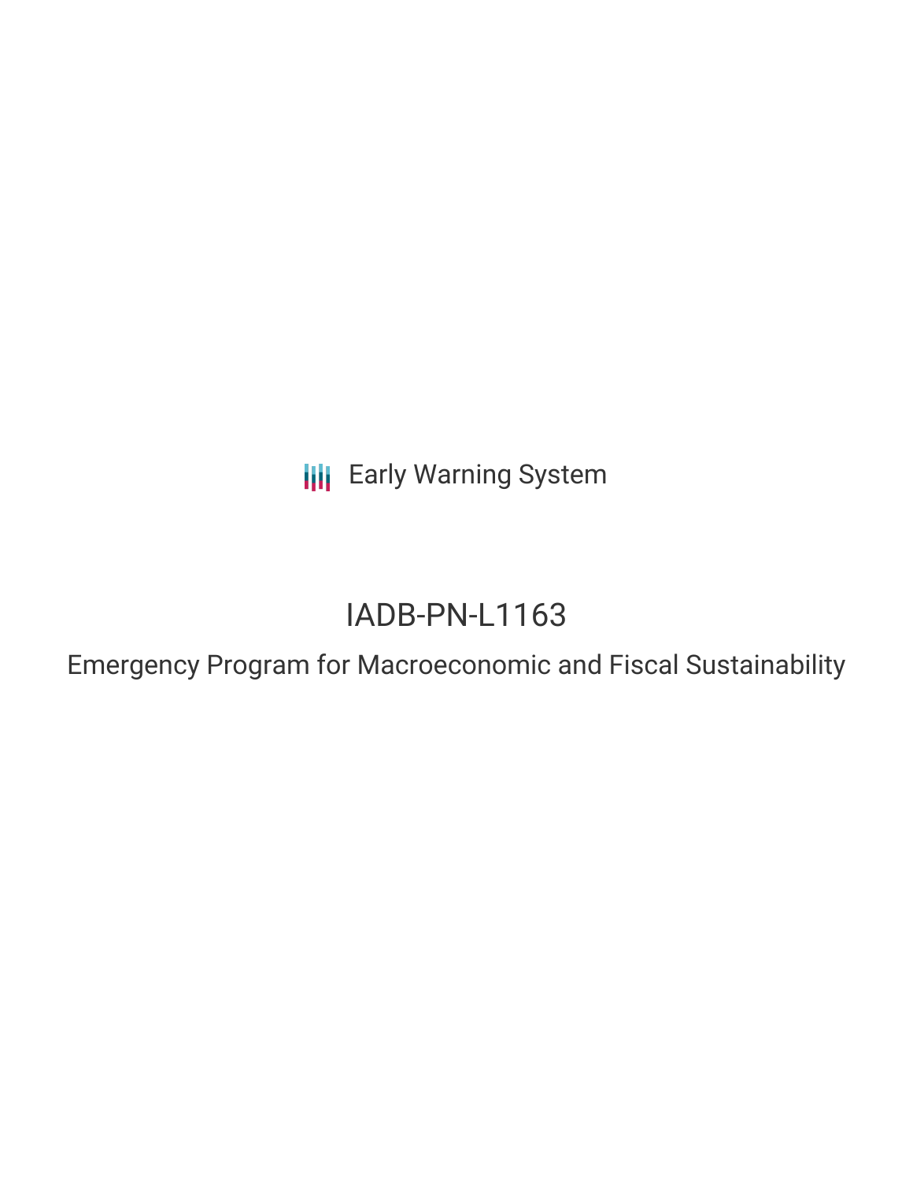Early Warning System

# IADB-PN-L1163

## Emergency Program for Macroeconomic and Fiscal Sustainability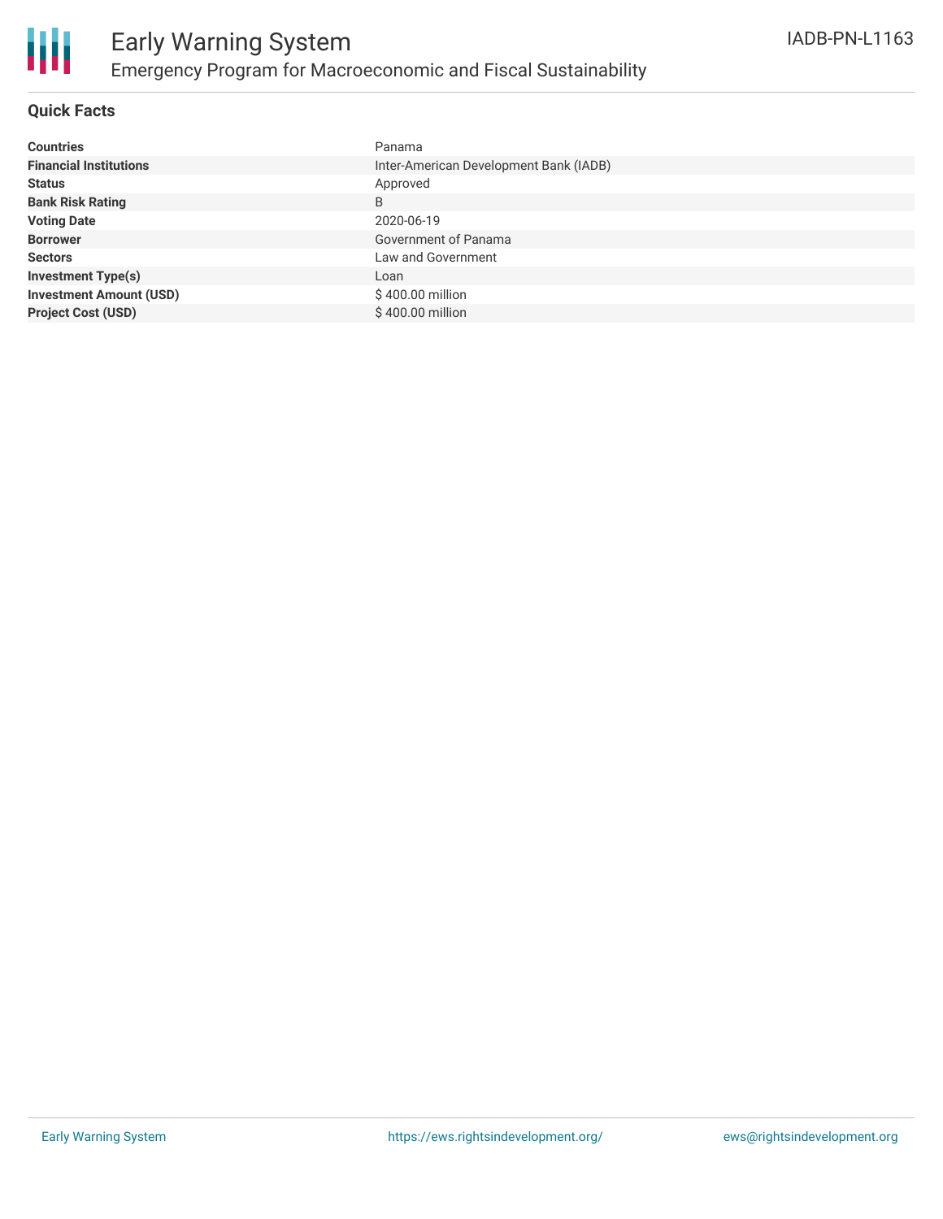# Early Warning System

## Emergency Program for Macroeconomic and Fiscal Sustainability

IADB-PN-L1163

### Quick Facts

| | |
|---|---|
| **Countries** | Panama |
| **Financial Institutions** | Inter-American Development Bank (IADB) |
| **Status** | Approved |
| **Bank Risk Rating** | B |
| **Voting Date** | 2020-06-19 |
| **Borrower** | Government of Panama |
| **Sectors** | Law and Government |
| **Investment Type(s)** | Loan |
| **Investment Amount (USD)** | $ 400.00 million |
| **Project Cost (USD)** | $ 400.00 million |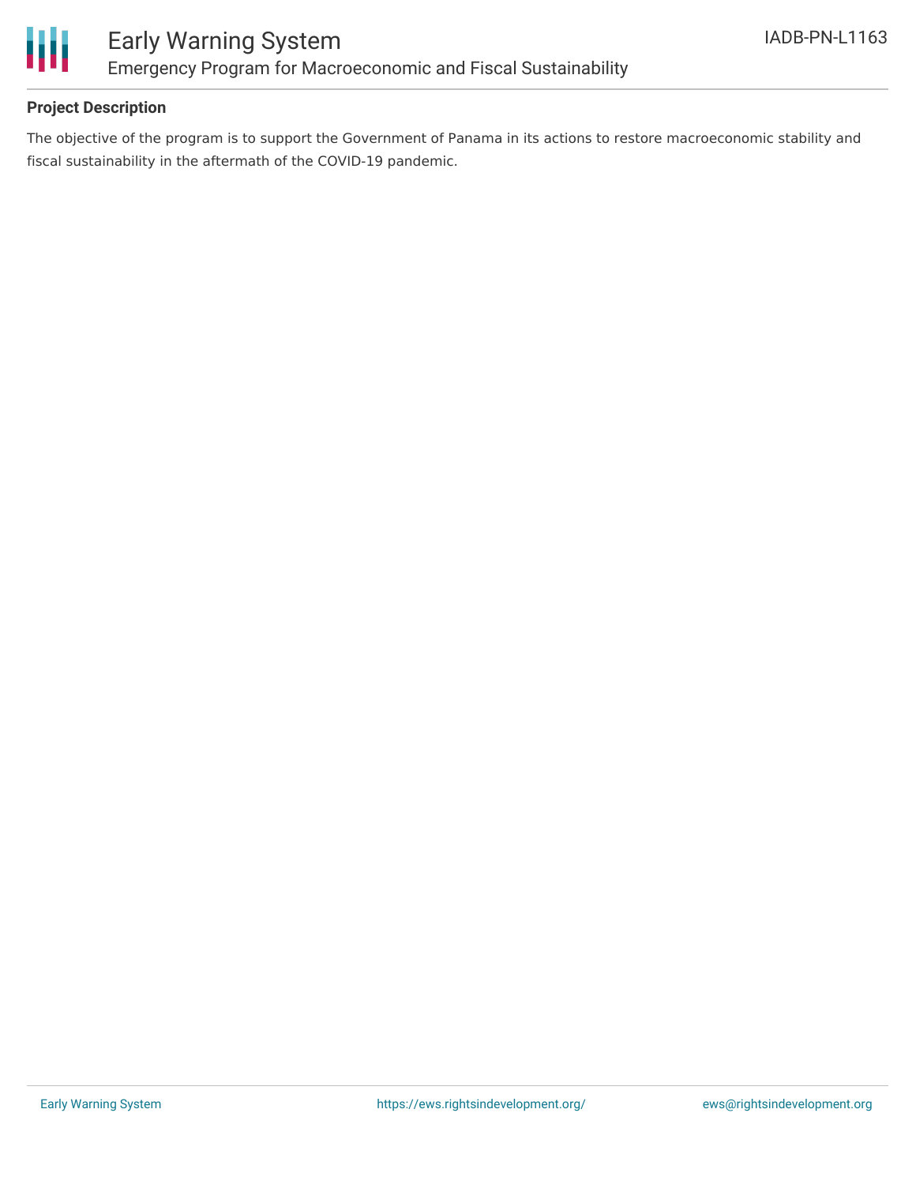## Project Description

The objective of the program is to support the Government of Panama in its actions to restore macroeconomic stability and fiscal sustainability in the aftermath of the COVID-19 pandemic.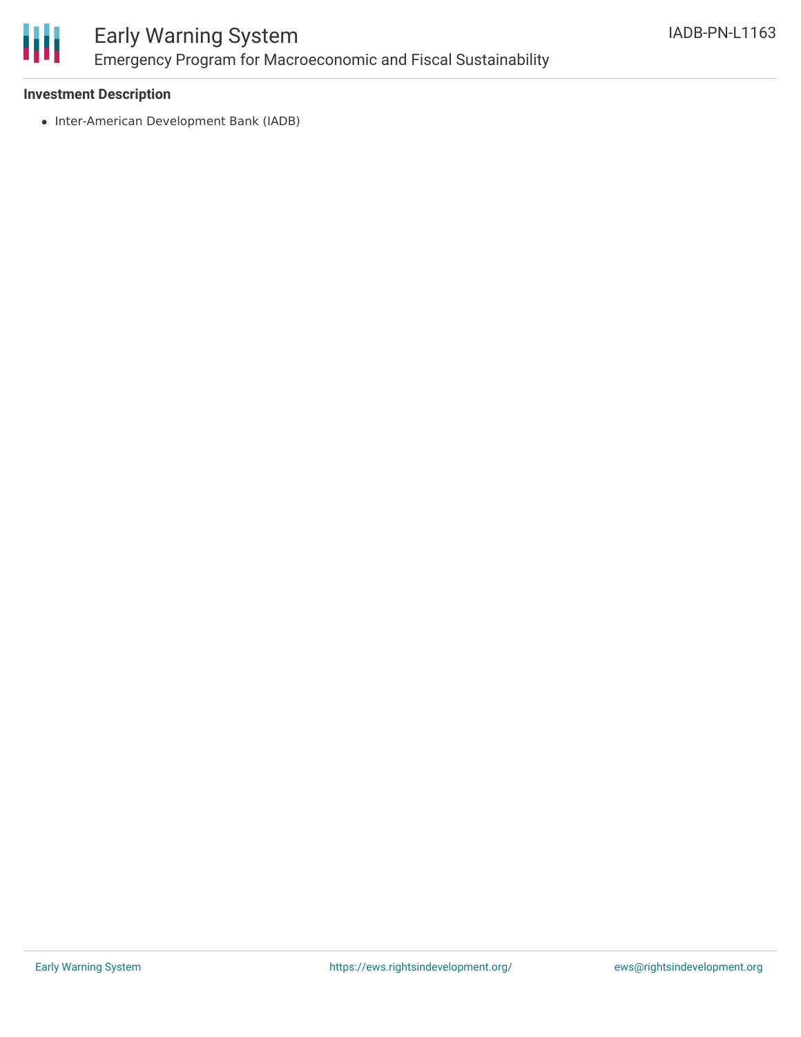**Investment Description**

- Inter-American Development Bank (IADB)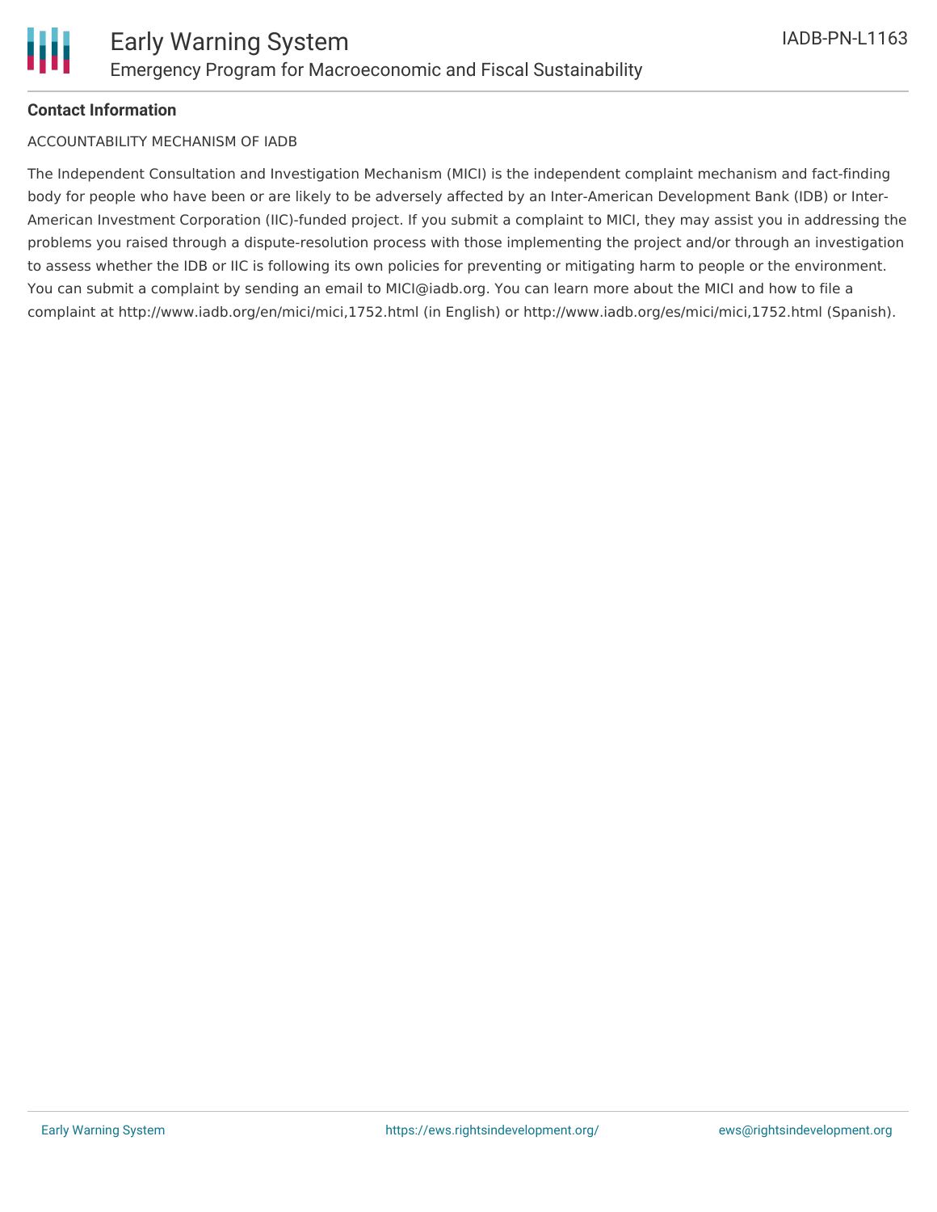**Contact Information**

ACCOUNTABILITY MECHANISM OF IADB

The Independent Consultation and Investigation Mechanism (MICI) is the independent complaint mechanism and fact-finding body for people who have been or are likely to be adversely affected by an Inter-American Development Bank (IDB) or Inter-American Investment Corporation (IIC)-funded project. If you submit a complaint to MICI, they may assist you in addressing the problems you raised through a dispute-resolution process with those implementing the project and/or through an investigation to assess whether the IDB or IIC is following its own policies for preventing or mitigating harm to people or the environment. You can submit a complaint by sending an email to MICI@iadb.org. You can learn more about the MICI and how to file a complaint at http://www.iadb.org/en/mici/mici,1752.html (in English) or http://www.iadb.org/es/mici/mici,1752.html (Spanish).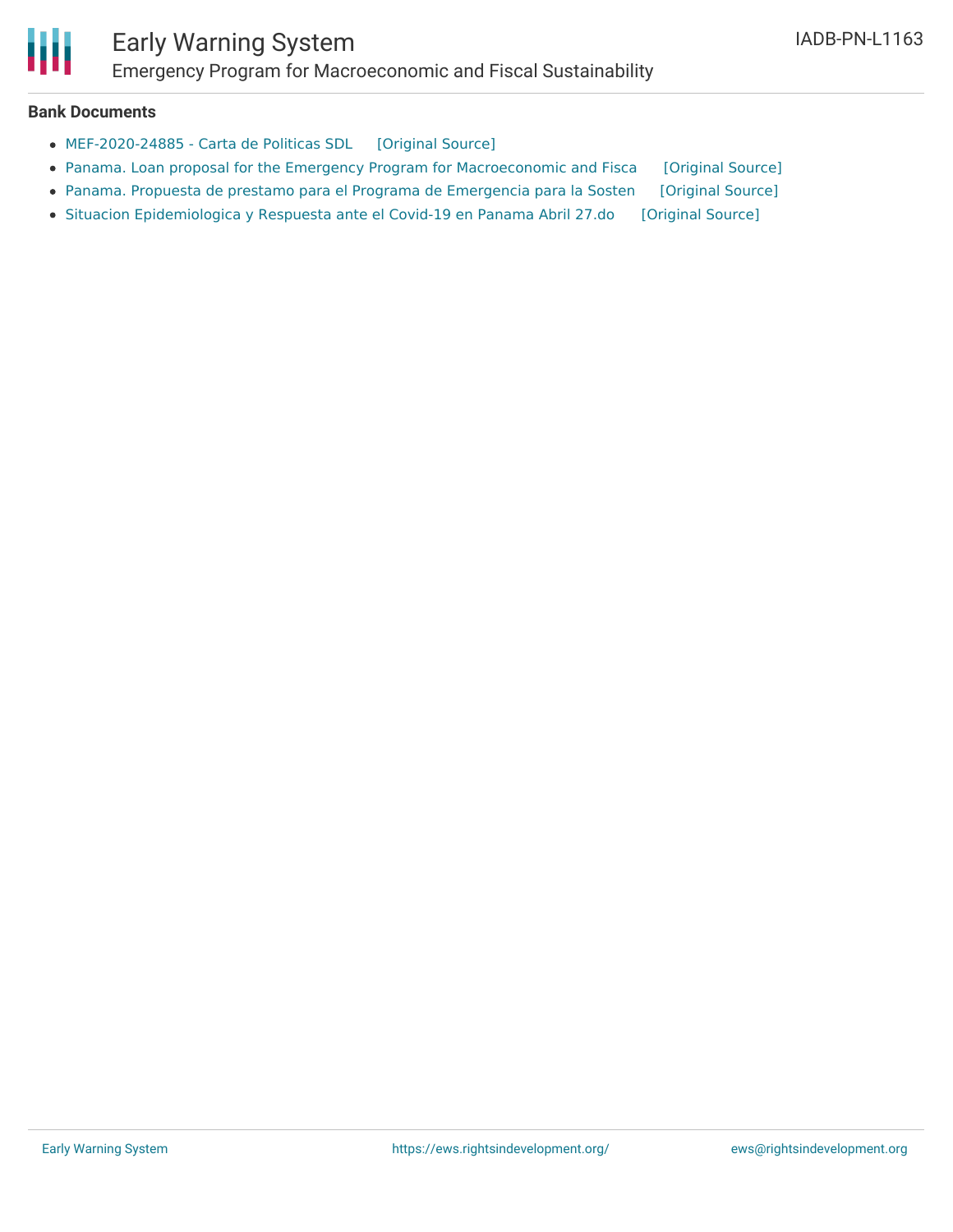**Bank Documents**

- MEF-2020-24885 - Carta de Politicas SDL [Original Source]
- Panama. Loan proposal for the Emergency Program for Macroeconomic and Fisca [Original Source]
- Panama. Propuesta de prestamo para el Programa de Emergencia para la Sosten [Original Source]
- Situacion Epidemiologica y Respuesta ante el Covid-19 en Panama Abril 27.do [Original Source]